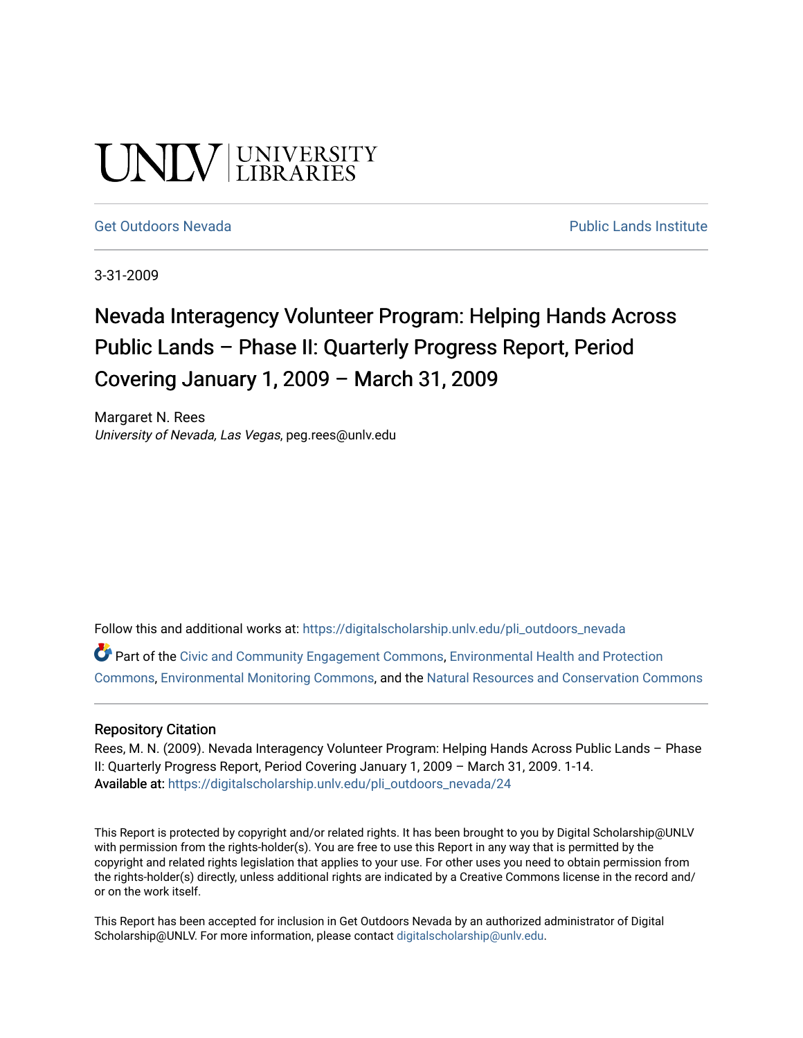UNLV | UNIVERSITY LIBRARIES

Get Outdoors Nevada | Public Lands Institute

3-31-2009

# Nevada Interagency Volunteer Program: Helping Hands Across Public Lands – Phase II: Quarterly Progress Report, Period Covering January 1, 2009 – March 31, 2009

Margaret N. Rees
*University of Nevada, Las Vegas*, peg.rees@unlv.edu

Follow this and additional works at: https://digitalscholarship.unlv.edu/pli_outdoors_nevada

Part of the Civic and Community Engagement Commons, Environmental Health and Protection Commons, Environmental Monitoring Commons, and the Natural Resources and Conservation Commons

## Repository Citation

Rees, M. N. (2009). Nevada Interagency Volunteer Program: Helping Hands Across Public Lands – Phase II: Quarterly Progress Report, Period Covering January 1, 2009 – March 31, 2009. 1-14.
**Available at:** https://digitalscholarship.unlv.edu/pli_outdoors_nevada/24

This Report is protected by copyright and/or related rights. It has been brought to you by Digital Scholarship@UNLV with permission from the rights-holder(s). You are free to use this Report in any way that is permitted by the copyright and related rights legislation that applies to your use. For other uses you need to obtain permission from the rights-holder(s) directly, unless additional rights are indicated by a Creative Commons license in the record and/or on the work itself.

This Report has been accepted for inclusion in Get Outdoors Nevada by an authorized administrator of Digital Scholarship@UNLV. For more information, please contact digitalscholarship@unlv.edu.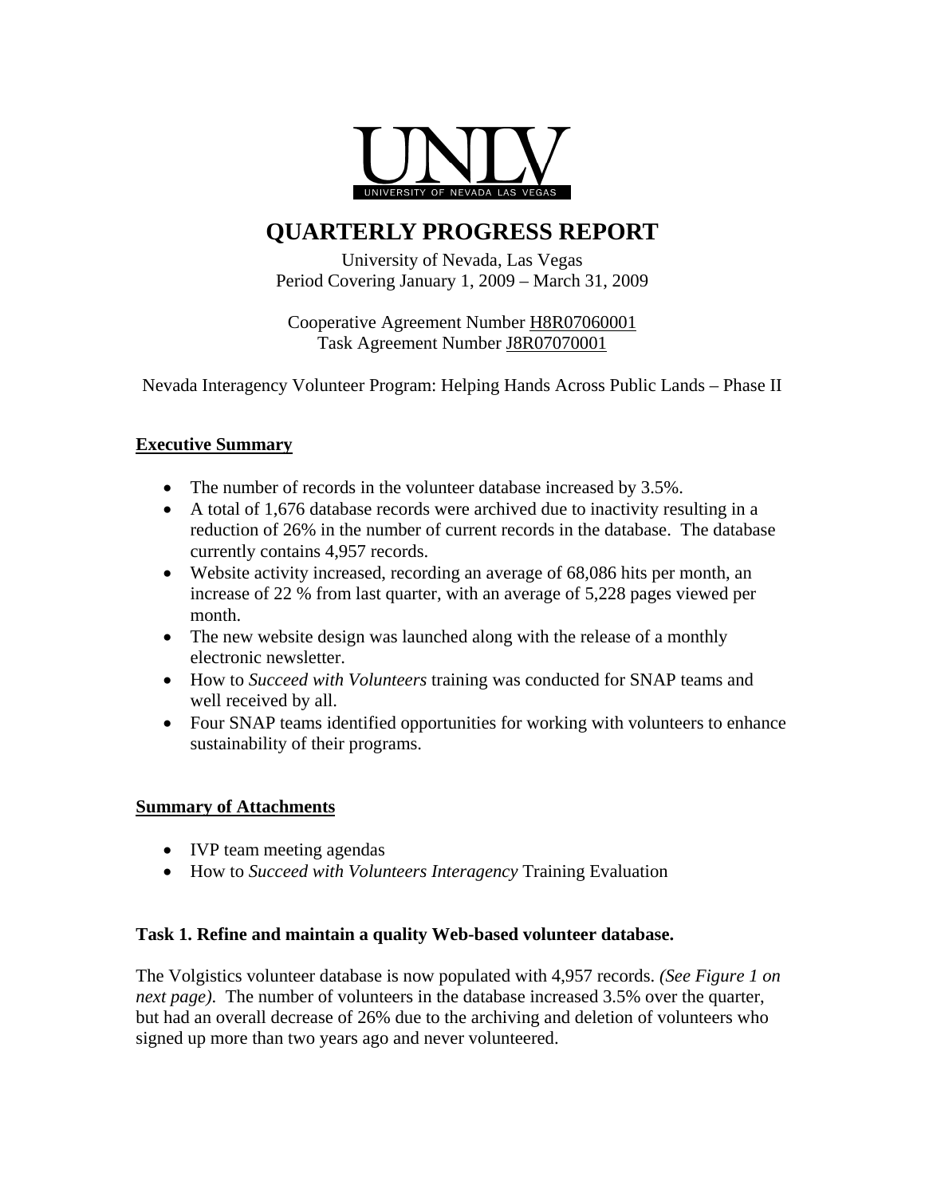UNLV
UNIVERSITY OF NEVADA LAS VEGAS

# QUARTERLY PROGRESS REPORT

University of Nevada, Las Vegas
Period Covering January 1, 2009 – March 31, 2009

Cooperative Agreement Number H8R07060001
Task Agreement Number J8R07070001

Nevada Interagency Volunteer Program: Helping Hands Across Public Lands – Phase II

## Executive Summary

- The number of records in the volunteer database increased by 3.5%.
- A total of 1,676 database records were archived due to inactivity resulting in a reduction of 26% in the number of current records in the database. The database currently contains 4,957 records.
- Website activity increased, recording an average of 68,086 hits per month, an increase of 22 % from last quarter, with an average of 5,228 pages viewed per month.
- The new website design was launched along with the release of a monthly electronic newsletter.
- How to *Succeed with Volunteers* training was conducted for SNAP teams and well received by all.
- Four SNAP teams identified opportunities for working with volunteers to enhance sustainability of their programs.

## Summary of Attachments

- IVP team meeting agendas
- How to *Succeed with Volunteers Interagency* Training Evaluation

### Task 1. Refine and maintain a quality Web-based volunteer database.

The Volgistics volunteer database is now populated with 4,957 records. *(See Figure 1 on next page)*. The number of volunteers in the database increased 3.5% over the quarter, but had an overall decrease of 26% due to the archiving and deletion of volunteers who signed up more than two years ago and never volunteered.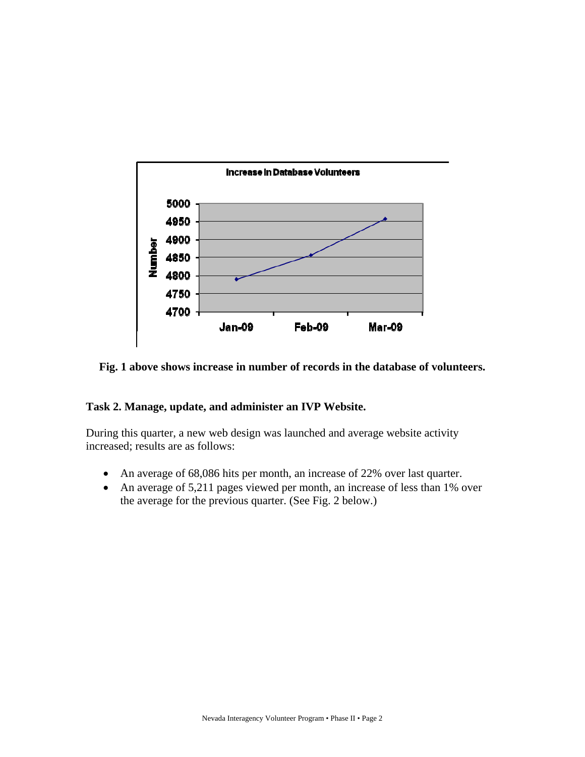**Fig. 1 above shows increase in number of records in the database of volunteers.**

**Task 2. Manage, update, and administer an IVP Website.**

During this quarter, a new web design was launched and average website activity increased; results are as follows:

- An average of 68,086 hits per month, an increase of 22% over last quarter.
- An average of 5,211 pages viewed per month, an increase of less than 1% over the average for the previous quarter. (See Fig. 2 below.)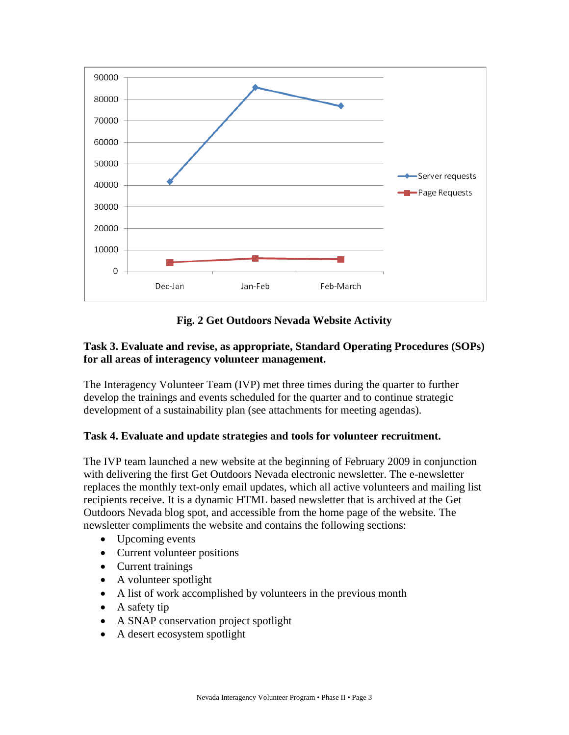**Fig. 2 Get Outdoors Nevada Website Activity**

**Task 3. Evaluate and revise, as appropriate, Standard Operating Procedures (SOPs) for all areas of interagency volunteer management.**

The Interagency Volunteer Team (IVP) met three times during the quarter to further develop the trainings and events scheduled for the quarter and to continue strategic development of a sustainability plan (see attachments for meeting agendas).

**Task 4. Evaluate and update strategies and tools for volunteer recruitment.**

The IVP team launched a new website at the beginning of February 2009 in conjunction with delivering the first Get Outdoors Nevada electronic newsletter. The e-newsletter replaces the monthly text-only email updates, which all active volunteers and mailing list recipients receive. It is a dynamic HTML based newsletter that is archived at the Get Outdoors Nevada blog spot, and accessible from the home page of the website. The newsletter compliments the website and contains the following sections:

- Upcoming events
- Current volunteer positions
- Current trainings
- A volunteer spotlight
- A list of work accomplished by volunteers in the previous month
- A safety tip
- A SNAP conservation project spotlight
- A desert ecosystem spotlight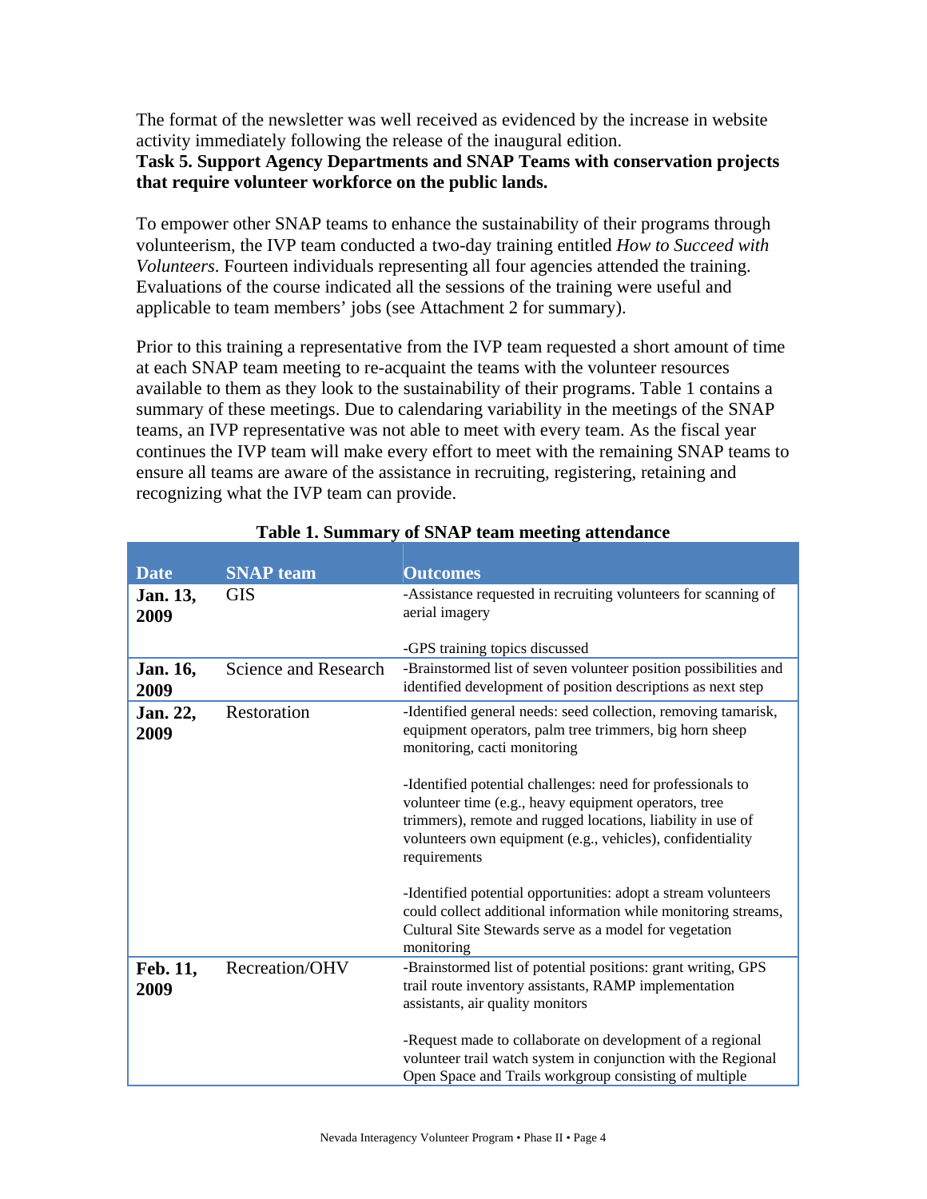The format of the newsletter was well received as evidenced by the increase in website activity immediately following the release of the inaugural edition.

**Task 5. Support Agency Departments and SNAP Teams with conservation projects that require volunteer workforce on the public lands.**

To empower other SNAP teams to enhance the sustainability of their programs through volunteerism, the IVP team conducted a two-day training entitled *How to Succeed with Volunteers*. Fourteen individuals representing all four agencies attended the training. Evaluations of the course indicated all the sessions of the training were useful and applicable to team members' jobs (see Attachment 2 for summary).

Prior to this training a representative from the IVP team requested a short amount of time at each SNAP team meeting to re-acquaint the teams with the volunteer resources available to them as they look to the sustainability of their programs. Table 1 contains a summary of these meetings. Due to calendaring variability in the meetings of the SNAP teams, an IVP representative was not able to meet with every team. As the fiscal year continues the IVP team will make every effort to meet with the remaining SNAP teams to ensure all teams are aware of the assistance in recruiting, registering, retaining and recognizing what the IVP team can provide.

**Table 1. Summary of SNAP team meeting attendance**

| Date | SNAP team | Outcomes |
|---|---|---|
| **Jan. 13, 2009** | GIS | -Assistance requested in recruiting volunteers for scanning of aerial imagery<br><br>-GPS training topics discussed |
| **Jan. 16, 2009** | Science and Research | -Brainstormed list of seven volunteer position possibilities and identified development of position descriptions as next step |
| **Jan. 22, 2009** | Restoration | -Identified general needs: seed collection, removing tamarisk, equipment operators, palm tree trimmers, big horn sheep monitoring, cacti monitoring<br><br>-Identified potential challenges: need for professionals to volunteer time (e.g., heavy equipment operators, tree trimmers), remote and rugged locations, liability in use of volunteers own equipment (e.g., vehicles), confidentiality requirements<br><br>-Identified potential opportunities: adopt a stream volunteers could collect additional information while monitoring streams, Cultural Site Stewards serve as a model for vegetation monitoring |
| **Feb. 11, 2009** | Recreation/OHV | -Brainstormed list of potential positions: grant writing, GPS trail route inventory assistants, RAMP implementation assistants, air quality monitors<br><br>-Request made to collaborate on development of a regional volunteer trail watch system in conjunction with the Regional Open Space and Trails workgroup consisting of multiple |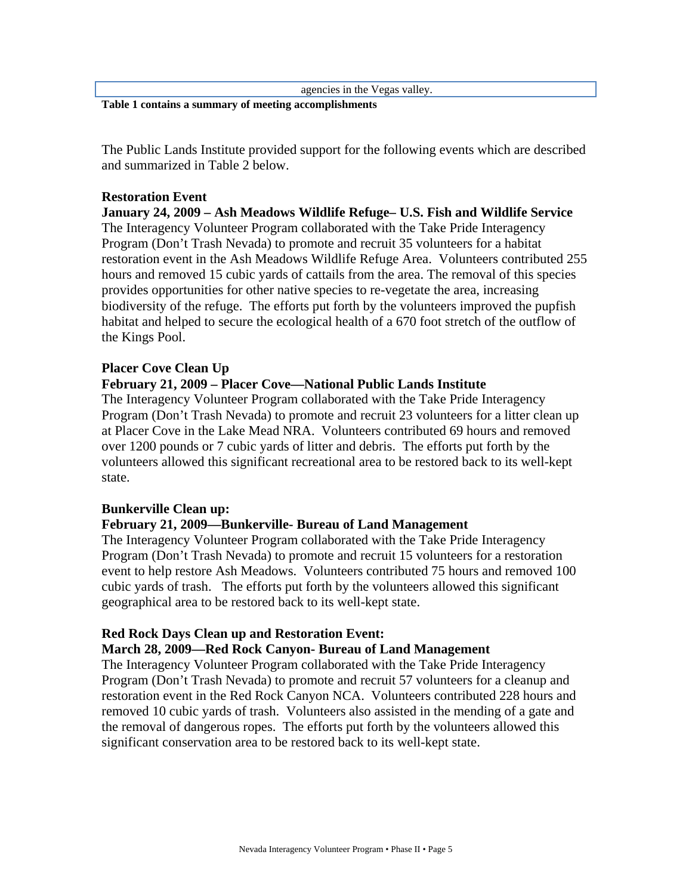agencies in the Vegas valley.

**Table 1 contains a summary of meeting accomplishments**

The Public Lands Institute provided support for the following events which are described and summarized in Table 2 below.

**Restoration Event**

**January 24, 2009 – Ash Meadows Wildlife Refuge– U.S. Fish and Wildlife Service**

The Interagency Volunteer Program collaborated with the Take Pride Interagency Program (Don't Trash Nevada) to promote and recruit 35 volunteers for a habitat restoration event in the Ash Meadows Wildlife Refuge Area. Volunteers contributed 255 hours and removed 15 cubic yards of cattails from the area. The removal of this species provides opportunities for other native species to re-vegetate the area, increasing biodiversity of the refuge. The efforts put forth by the volunteers improved the pupfish habitat and helped to secure the ecological health of a 670 foot stretch of the outflow of the Kings Pool.

**Placer Cove Clean Up**

**February 21, 2009 – Placer Cove—National Public Lands Institute**

The Interagency Volunteer Program collaborated with the Take Pride Interagency Program (Don't Trash Nevada) to promote and recruit 23 volunteers for a litter clean up at Placer Cove in the Lake Mead NRA. Volunteers contributed 69 hours and removed over 1200 pounds or 7 cubic yards of litter and debris. The efforts put forth by the volunteers allowed this significant recreational area to be restored back to its well-kept state.

**Bunkerville Clean up:**

**February 21, 2009—Bunkerville- Bureau of Land Management**

The Interagency Volunteer Program collaborated with the Take Pride Interagency Program (Don't Trash Nevada) to promote and recruit 15 volunteers for a restoration event to help restore Ash Meadows. Volunteers contributed 75 hours and removed 100 cubic yards of trash. The efforts put forth by the volunteers allowed this significant geographical area to be restored back to its well-kept state.

**Red Rock Days Clean up and Restoration Event:**

**March 28, 2009—Red Rock Canyon- Bureau of Land Management**

The Interagency Volunteer Program collaborated with the Take Pride Interagency Program (Don't Trash Nevada) to promote and recruit 57 volunteers for a cleanup and restoration event in the Red Rock Canyon NCA. Volunteers contributed 228 hours and removed 10 cubic yards of trash. Volunteers also assisted in the mending of a gate and the removal of dangerous ropes. The efforts put forth by the volunteers allowed this significant conservation area to be restored back to its well-kept state.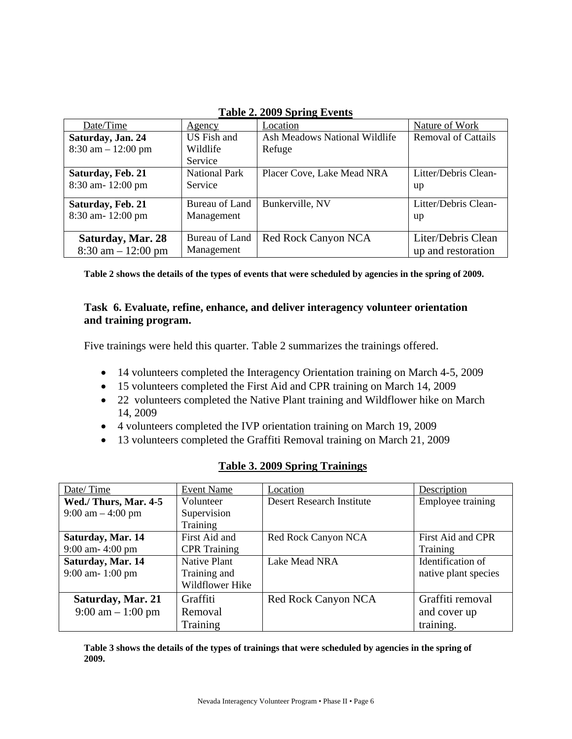**Table 2. 2009 Spring Events**

| Date/Time | Agency | Location | Nature of Work |
|---|---|---|---|
| **Saturday, Jan. 24** 8:30 am – 12:00 pm | US Fish and Wildlife Service | Ash Meadows National Wildlife Refuge | Removal of Cattails |
| **Saturday, Feb. 21** 8:30 am- 12:00 pm | National Park Service | Placer Cove, Lake Mead NRA | Litter/Debris Clean-up |
| **Saturday, Feb. 21** 8:30 am- 12:00 pm | Bureau of Land Management | Bunkerville, NV | Litter/Debris Clean-up |
| **Saturday, Mar. 28** 8:30 am – 12:00 pm | Bureau of Land Management | Red Rock Canyon NCA | Liter/Debris Clean up and restoration |

**Table 2 shows the details of the types of events that were scheduled by agencies in the spring of 2009.**

### Task 6. Evaluate, refine, enhance, and deliver interagency volunteer orientation and training program.

Five trainings were held this quarter. Table 2 summarizes the trainings offered.

- 14 volunteers completed the Interagency Orientation training on March 4-5, 2009
- 15 volunteers completed the First Aid and CPR training on March 14, 2009
- 22 volunteers completed the Native Plant training and Wildflower hike on March 14, 2009
- 4 volunteers completed the IVP orientation training on March 19, 2009
- 13 volunteers completed the Graffiti Removal training on March 21, 2009

**Table 3. 2009 Spring Trainings**

| Date/ Time | Event Name | Location | Description |
|---|---|---|---|
| **Wed./ Thurs, Mar. 4-5** 9:00 am – 4:00 pm | Volunteer Supervision Training | Desert Research Institute | Employee training |
| **Saturday, Mar. 14** 9:00 am- 4:00 pm | First Aid and CPR Training | Red Rock Canyon NCA | First Aid and CPR Training |
| **Saturday, Mar. 14** 9:00 am- 1:00 pm | Native Plant Training and Wildflower Hike | Lake Mead NRA | Identification of native plant species |
| **Saturday, Mar. 21** 9:00 am – 1:00 pm | Graffiti Removal Training | Red Rock Canyon NCA | Graffiti removal and cover up training. |

**Table 3 shows the details of the types of trainings that were scheduled by agencies in the spring of 2009.**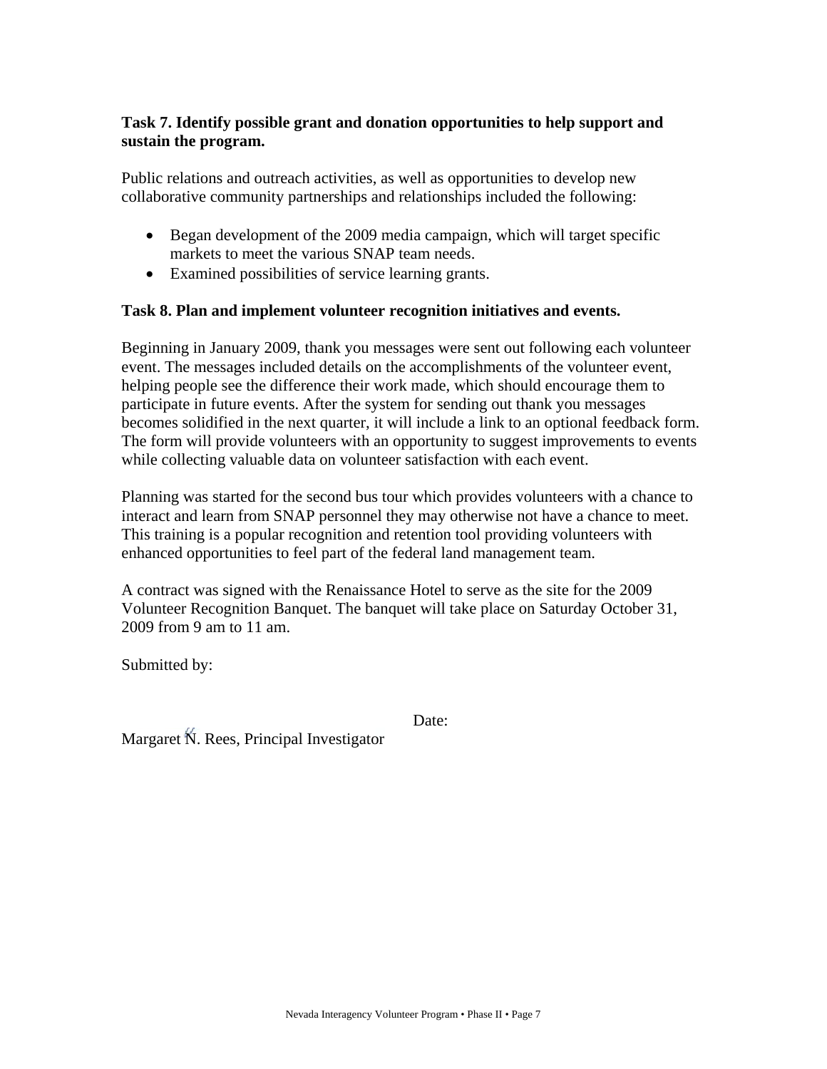**Task 7. Identify possible grant and donation opportunities to help support and sustain the program.**

Public relations and outreach activities, as well as opportunities to develop new collaborative community partnerships and relationships included the following:

- Began development of the 2009 media campaign, which will target specific markets to meet the various SNAP team needs.
- Examined possibilities of service learning grants.

**Task 8. Plan and implement volunteer recognition initiatives and events.**

Beginning in January 2009, thank you messages were sent out following each volunteer event. The messages included details on the accomplishments of the volunteer event, helping people see the difference their work made, which should encourage them to participate in future events. After the system for sending out thank you messages becomes solidified in the next quarter, it will include a link to an optional feedback form. The form will provide volunteers with an opportunity to suggest improvements to events while collecting valuable data on volunteer satisfaction with each event.

Planning was started for the second bus tour which provides volunteers with a chance to interact and learn from SNAP personnel they may otherwise not have a chance to meet. This training is a popular recognition and retention tool providing volunteers with enhanced opportunities to feel part of the federal land management team.

A contract was signed with the Renaissance Hotel to serve as the site for the 2009 Volunteer Recognition Banquet. The banquet will take place on Saturday October 31, 2009 from 9 am to 11 am.

Submitted by:

Date:

Margaret N. Rees, Principal Investigator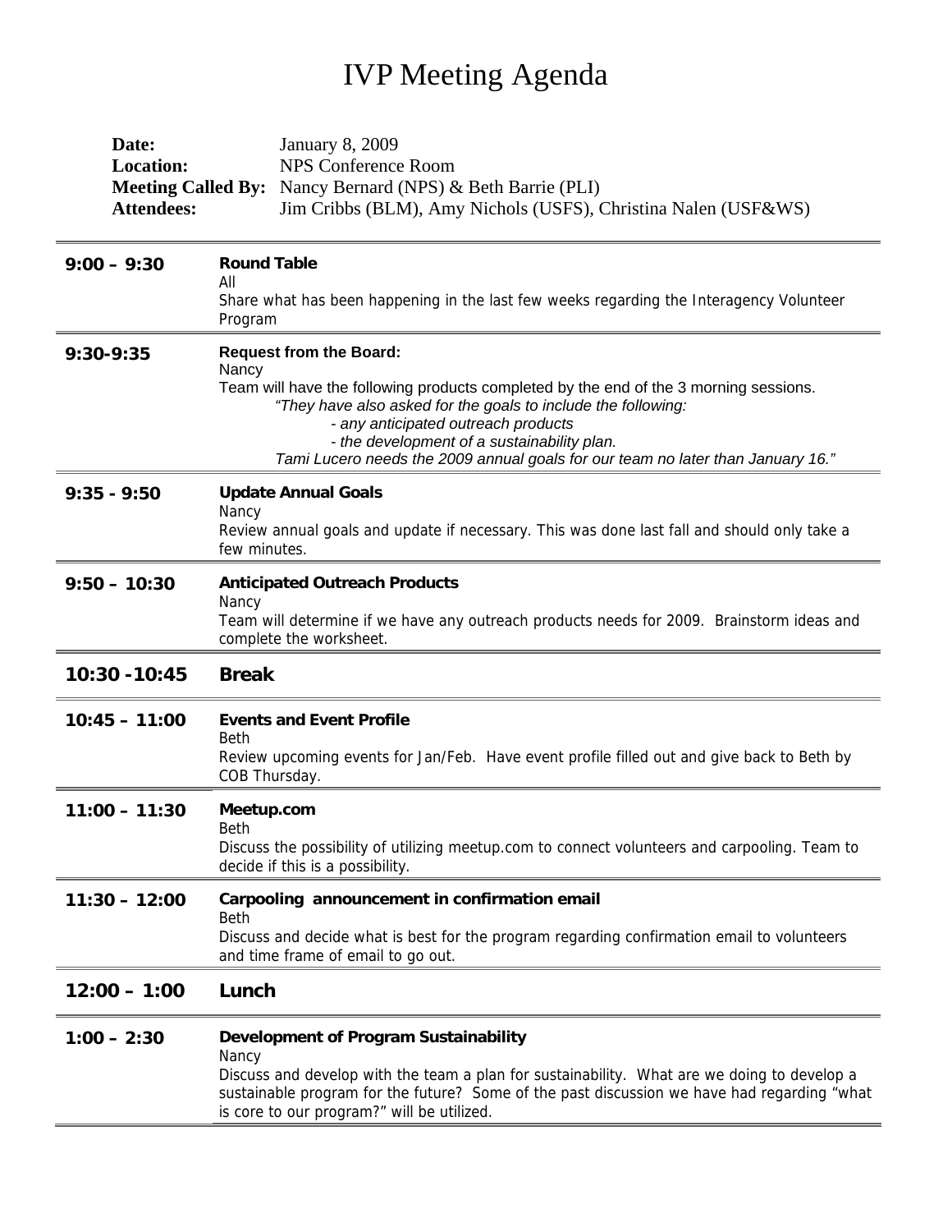# IVP Meeting Agenda

**Date:** January 8, 2009
**Location:** NPS Conference Room
**Meeting Called By:** Nancy Bernard (NPS) & Beth Barrie (PLI)
**Attendees:** Jim Cribbs (BLM), Amy Nichols (USFS), Christina Nalen (USF&WS)

---

**9:00 – 9:30** **Round Table**
All
Share what has been happening in the last few weeks regarding the Interagency Volunteer Program

---

**9:30-9:35** **Request from the Board:**
Nancy
Team will have the following products completed by the end of the 3 morning sessions.
*"They have also asked for the goals to include the following:*
*- any anticipated outreach products*
*- the development of a sustainability plan.*
*Tami Lucero needs the 2009 annual goals for our team no later than January 16."*

---

**9:35 - 9:50** **Update Annual Goals**
Nancy
Review annual goals and update if necessary. This was done last fall and should only take a few minutes.

---

**9:50 – 10:30** **Anticipated Outreach Products**
Nancy
Team will determine if we have any outreach products needs for 2009. Brainstorm ideas and complete the worksheet.

---

**10:30 -10:45** **Break**

---

**10:45 – 11:00** **Events and Event Profile**
Beth
Review upcoming events for Jan/Feb. Have event profile filled out and give back to Beth by COB Thursday.

---

**11:00 – 11:30** **Meetup.com**
Beth
Discuss the possibility of utilizing meetup.com to connect volunteers and carpooling. Team to decide if this is a possibility.

---

**11:30 – 12:00** **Carpooling announcement in confirmation email**
Beth
Discuss and decide what is best for the program regarding confirmation email to volunteers and time frame of email to go out.

---

**12:00 – 1:00** **Lunch**

---

**1:00 – 2:30** **Development of Program Sustainability**
Nancy
Discuss and develop with the team a plan for sustainability. What are we doing to develop a sustainable program for the future? Some of the past discussion we have had regarding "what is core to our program?" will be utilized.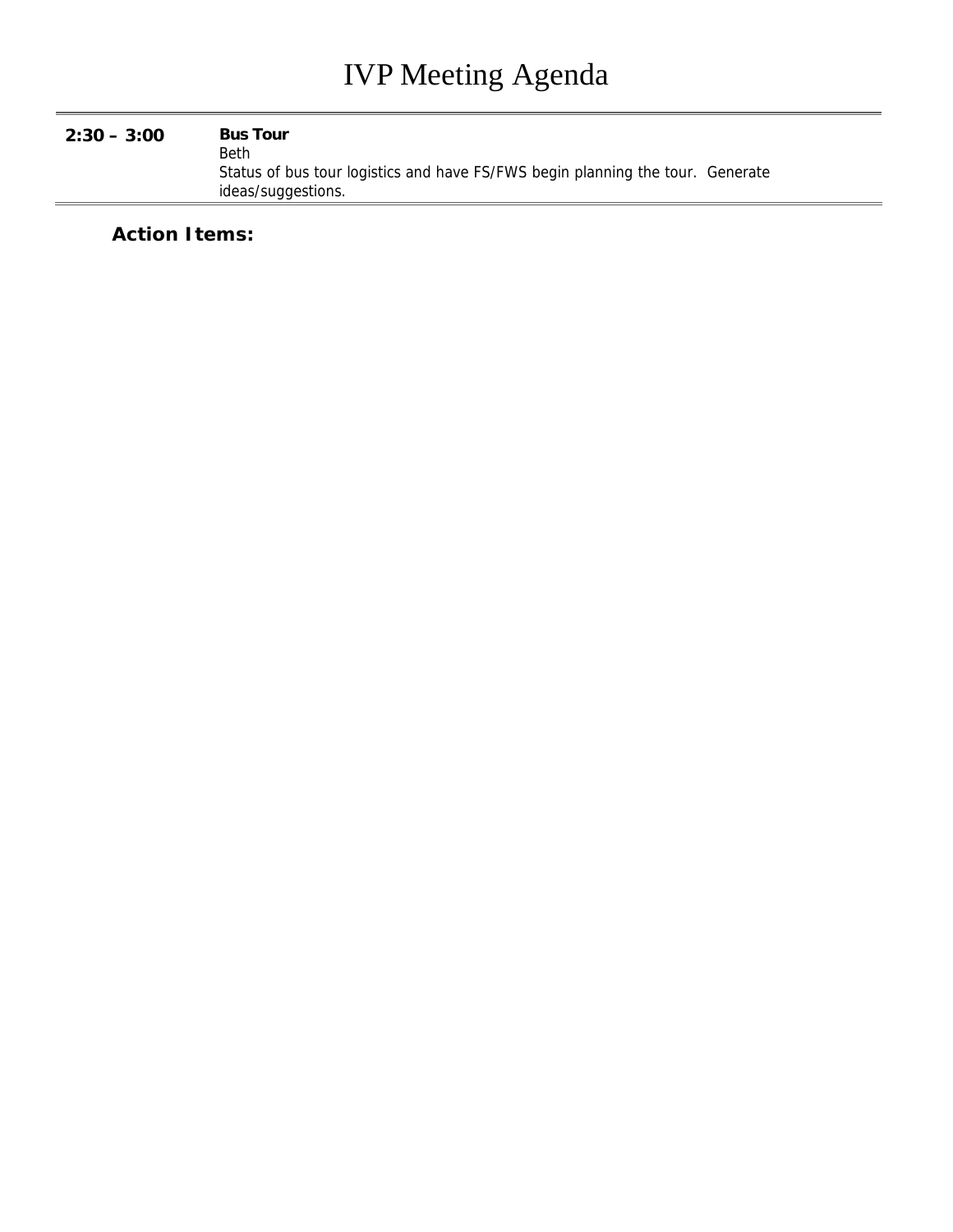# IVP Meeting Agenda

| | |
|---|---|
| **2:30 – 3:00** | **Bus Tour**<br>Beth<br>Status of bus tour logistics and have FS/FWS begin planning the tour. Generate ideas/suggestions. |

**Action Items:**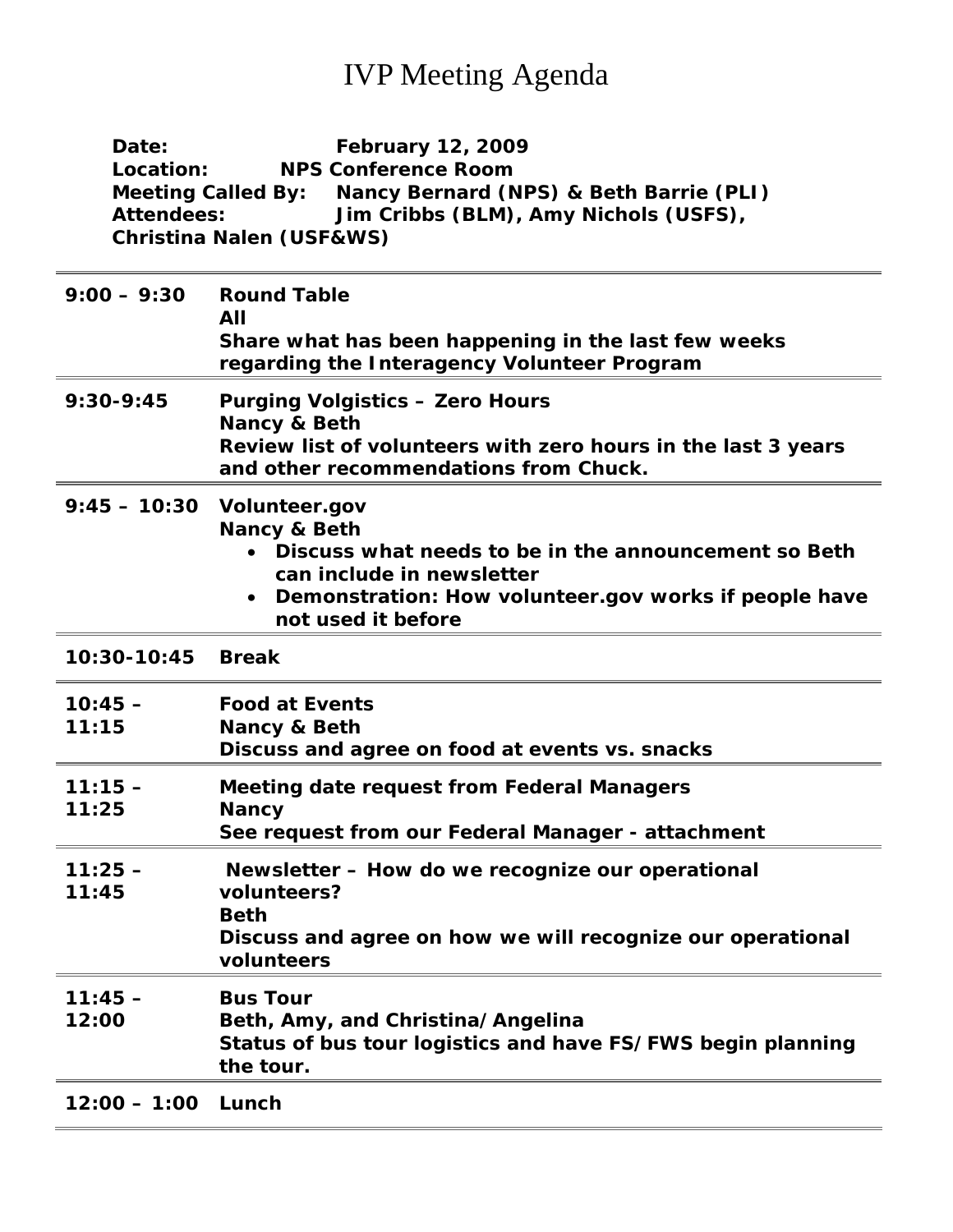# IVP Meeting Agenda

**Date:** February 12, 2009
**Location:** NPS Conference Room
**Meeting Called By:** Nancy Bernard (NPS) & Beth Barrie (PLI)
**Attendees:** Jim Cribbs (BLM), Amy Nichols (USFS), Christina Nalen (USF&WS)

| Time | Item |
|---|---|
| 9:00 – 9:30 | **Round Table**<br>**All**<br>Share what has been happening in the last few weeks regarding the Interagency Volunteer Program |
| 9:30-9:45 | **Purging Volgistics – Zero Hours**<br>**Nancy & Beth**<br>Review list of volunteers with zero hours in the last 3 years and other recommendations from Chuck. |
| 9:45 – 10:30 | **Volunteer.gov**<br>**Nancy & Beth**<br>• Discuss what needs to be in the announcement so Beth can include in newsletter<br>• Demonstration: How volunteer.gov works if people have not used it before |
| 10:30-10:45 | **Break** |
| 10:45 – 11:15 | **Food at Events**<br>**Nancy & Beth**<br>Discuss and agree on food at events vs. snacks |
| 11:15 – 11:25 | **Meeting date request from Federal Managers**<br>**Nancy**<br>See request from our Federal Manager - attachment |
| 11:25 – 11:45 | **Newsletter – How do we recognize our operational volunteers?**<br>**Beth**<br>Discuss and agree on how we will recognize our operational volunteers |
| 11:45 – 12:00 | **Bus Tour**<br>**Beth, Amy, and Christina/Angelina**<br>Status of bus tour logistics and have FS/FWS begin planning the tour. |
| 12:00 – 1:00 | **Lunch** |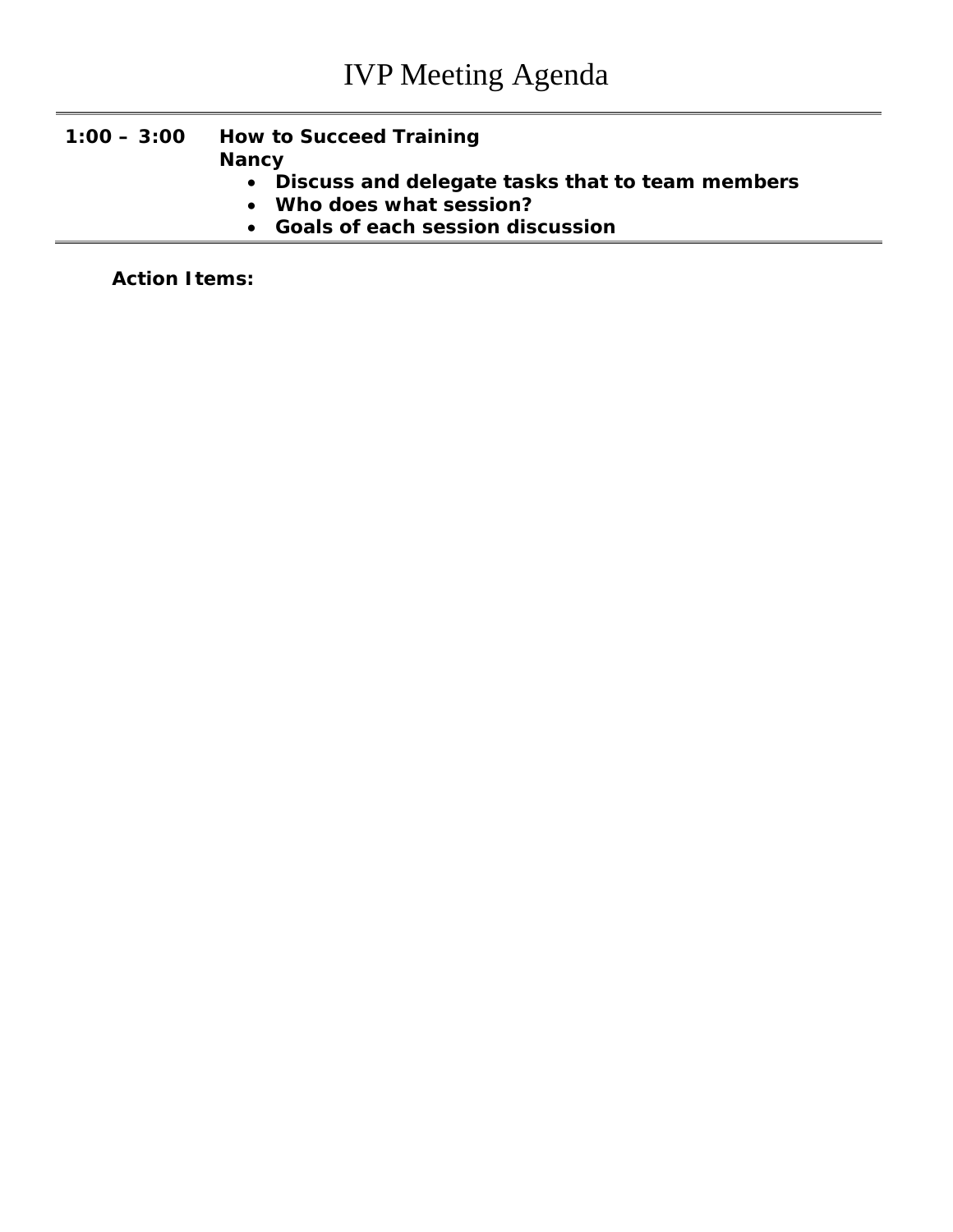# IVP Meeting Agenda

| | |
|---|---|
| **1:00 – 3:00** | **How to Succeed Training**<br>**Nancy**<br>• **Discuss and delegate tasks that to team members**<br>• **Who does what session?**<br>• **Goals of each session discussion** |

**Action Items:**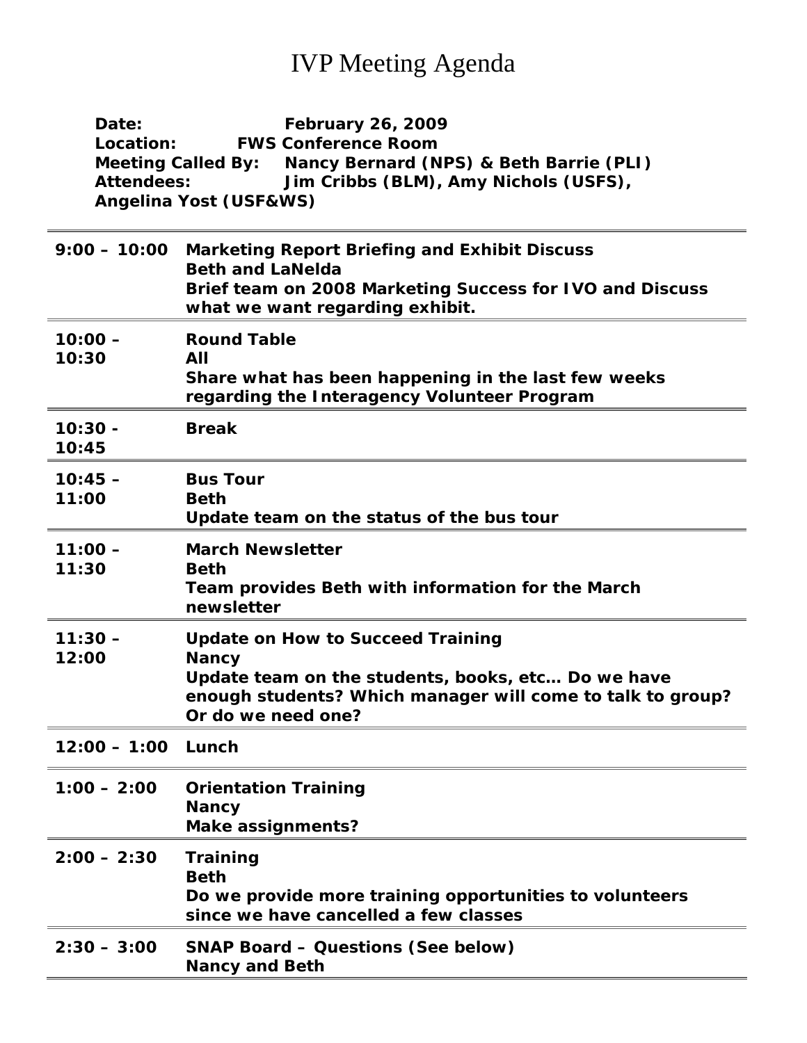# IVP Meeting Agenda

**Date:** February 26, 2009
**Location:** FWS Conference Room
**Meeting Called By:** Nancy Bernard (NPS) & Beth Barrie (PLI)
**Attendees:** Jim Cribbs (BLM), Amy Nichols (USFS), Angelina Yost (USF&WS)

| Time | Item |
|---|---|
| **9:00 – 10:00** | **Marketing Report Briefing and Exhibit Discuss**<br>**Beth and LaNelda**<br>**Brief team on 2008 Marketing Success for IVO and Discuss what we want regarding exhibit.** |
| **10:00 – 10:30** | **Round Table**<br>**All**<br>**Share what has been happening in the last few weeks regarding the Interagency Volunteer Program** |
| **10:30 - 10:45** | **Break** |
| **10:45 – 11:00** | **Bus Tour**<br>**Beth**<br>**Update team on the status of the bus tour** |
| **11:00 – 11:30** | **March Newsletter**<br>**Beth**<br>**Team provides Beth with information for the March newsletter** |
| **11:30 – 12:00** | **Update on How to Succeed Training**<br>**Nancy**<br>**Update team on the students, books, etc… Do we have enough students? Which manager will come to talk to group? Or do we need one?** |
| **12:00 – 1:00** | **Lunch** |
| **1:00 – 2:00** | **Orientation Training**<br>**Nancy**<br>**Make assignments?** |
| **2:00 – 2:30** | **Training**<br>**Beth**<br>**Do we provide more training opportunities to volunteers since we have cancelled a few classes** |
| **2:30 – 3:00** | **SNAP Board – Questions (See below)**<br>**Nancy and Beth** |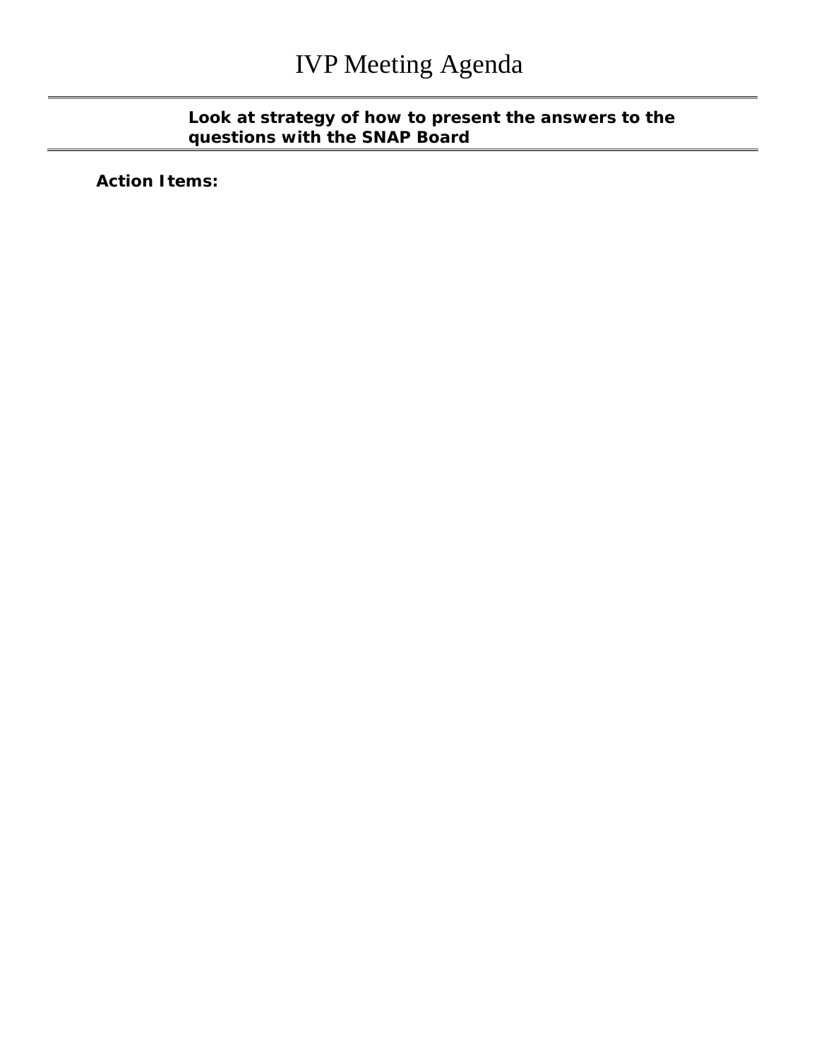# IVP Meeting Agenda

**Look at strategy of how to present the answers to the questions with the SNAP Board**

**Action Items:**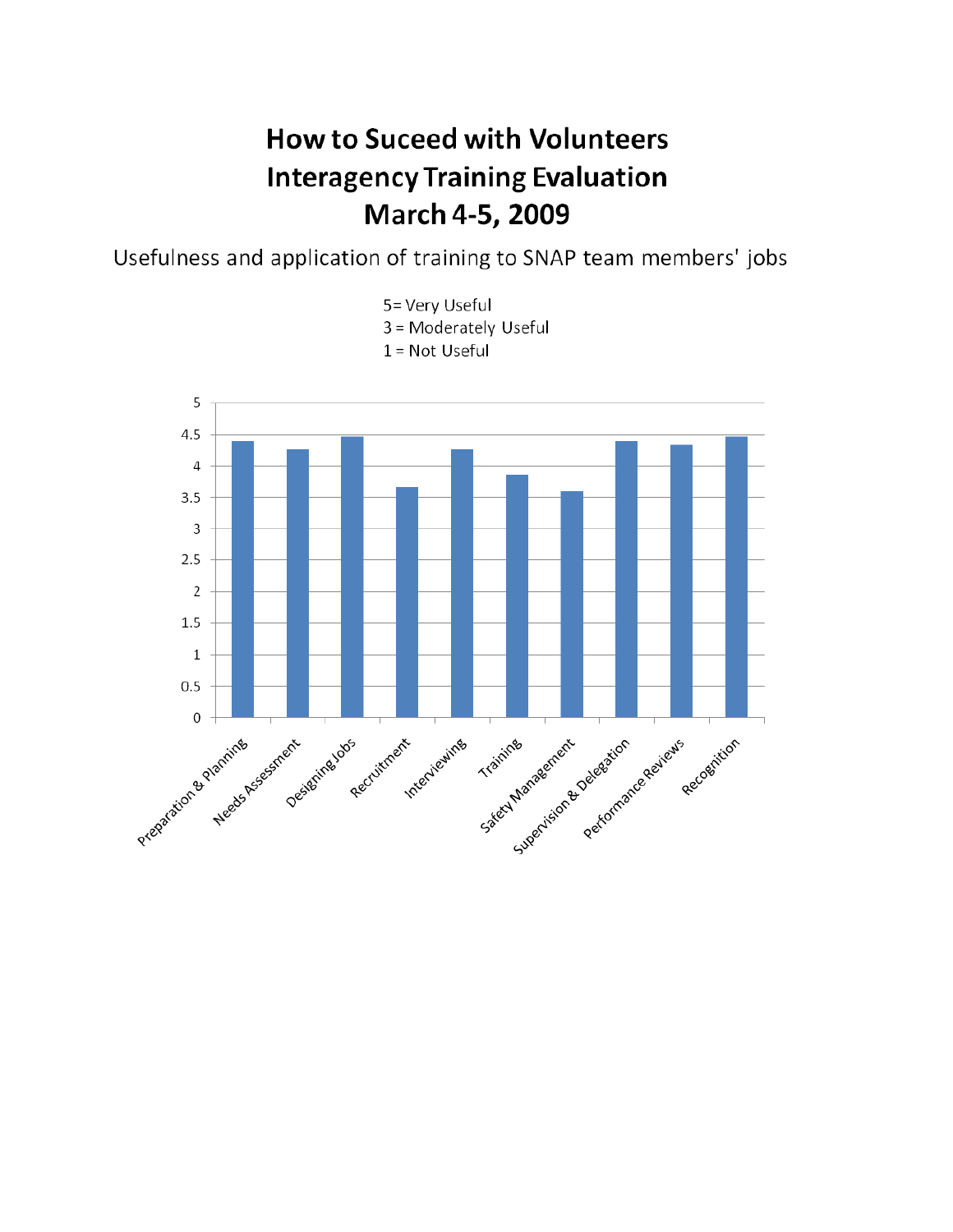# How to Suceed with Volunteers
# Interagency Training Evaluation
# March 4-5, 2009

Usefulness and application of training to SNAP team members' jobs

5= Very Useful
3 = Moderately Useful
1 = Not Useful

5
4.5
4
3.5
3
2.5
2
1.5
1
0.5
0

Preparation & Planning
Needs Assessment
Designing Jobs
Recruitment
Interviewing
Training
Safety Management
Supervision & Delegation
Performance Reviews
Recognition